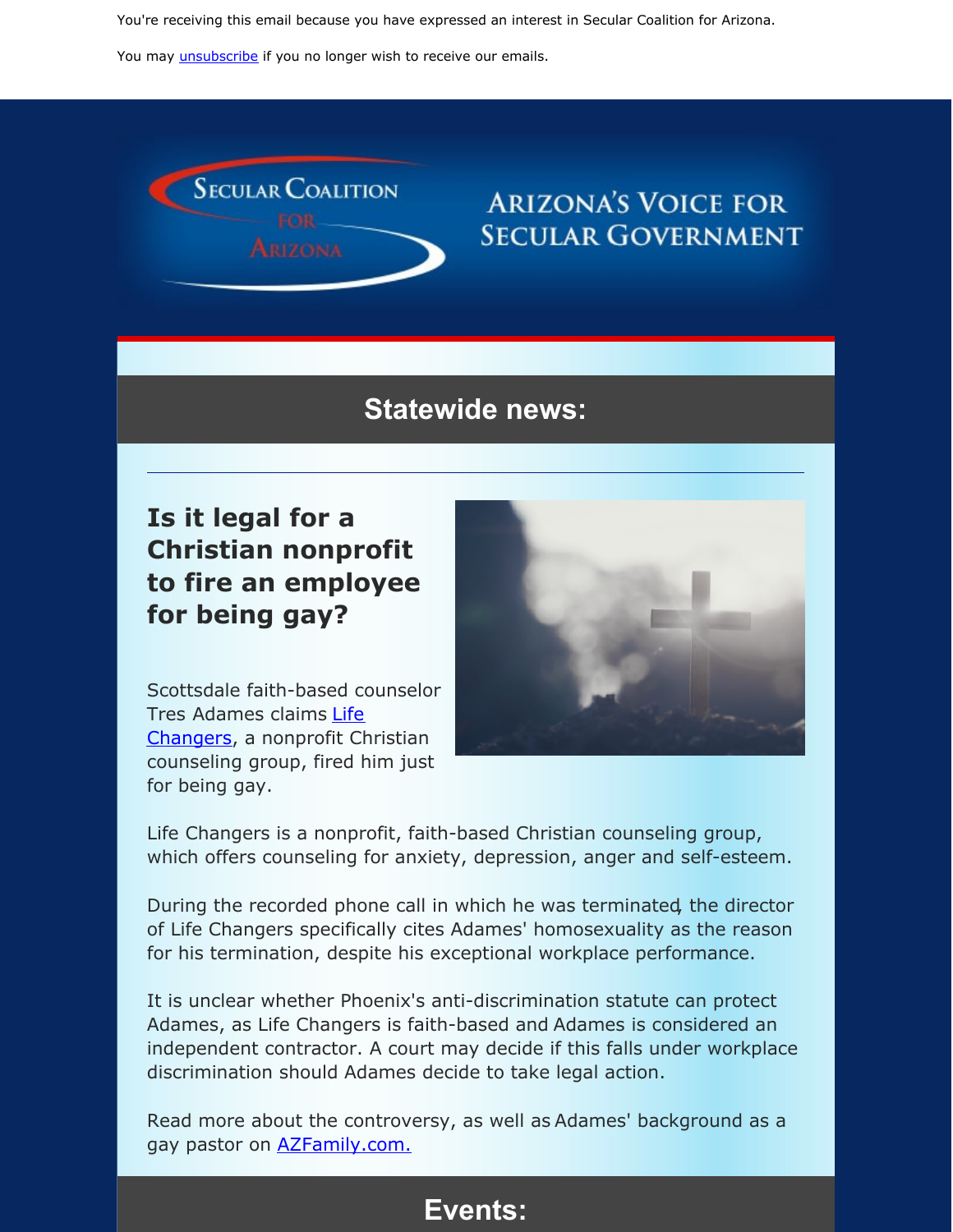You're receiving this email because you have expressed an interest in Secular Coalition for Arizona.

You may unsubscribe if you no longer wish to receive our emails.

Secular Coalition for Arizona

Arizona's Voice for Secular Government

## Statewide news:

---

### Is it legal for a Christian nonprofit to fire an employee for being gay?

Scottsdale faith-based counselor Tres Adames claims Life Changers, a nonprofit Christian counseling group, fired him just for being gay.

Life Changers is a nonprofit, faith-based Christian counseling group, which offers counseling for anxiety, depression, anger and self-esteem.

During the recorded phone call in which he was terminated, the director of Life Changers specifically cites Adames' homosexuality as the reason for his termination, despite his exceptional workplace performance.

It is unclear whether Phoenix's anti-discrimination statute can protect Adames, as Life Changers is faith-based and Adames is considered an independent contractor. A court may decide if this falls under workplace discrimination should Adames decide to take legal action.

Read more about the controversy, as well as Adames' background as a gay pastor on AZFamily.com.

## Events: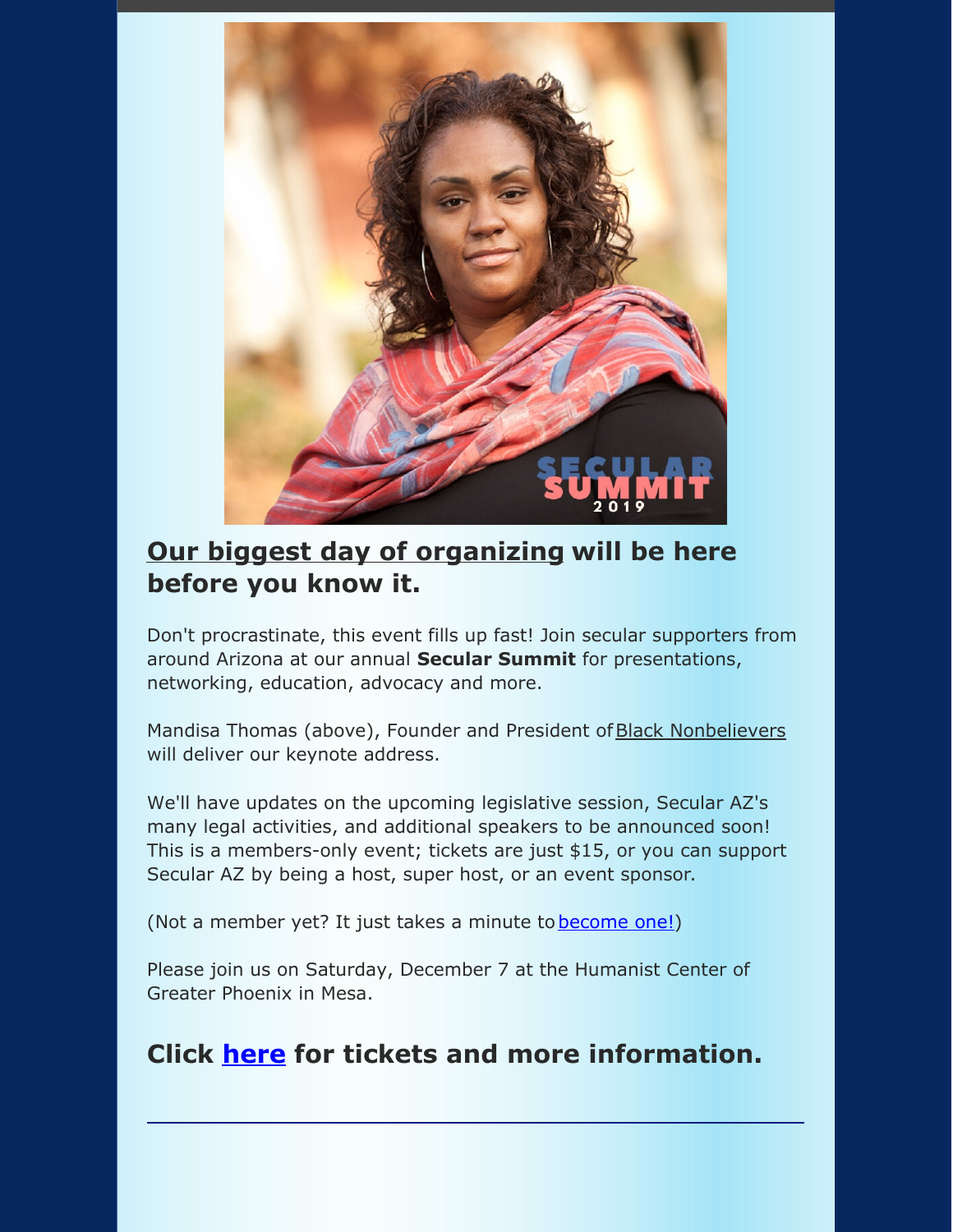## Our biggest day of organizing will be here before you know it.

Don't procrastinate, this event fills up fast! Join secular supporters from around Arizona at our annual **Secular Summit** for presentations, networking, education, advocacy and more.

Mandisa Thomas (above), Founder and President of Black Nonbelievers will deliver our keynote address.

We'll have updates on the upcoming legislative session, Secular AZ's many legal activities, and additional speakers to be announced soon! This is a members-only event; tickets are just $15, or you can support Secular AZ by being a host, super host, or an event sponsor.

(Not a member yet? It just takes a minute to become one!)

Please join us on Saturday, December 7 at the Humanist Center of Greater Phoenix in Mesa.

## Click here for tickets and more information.

---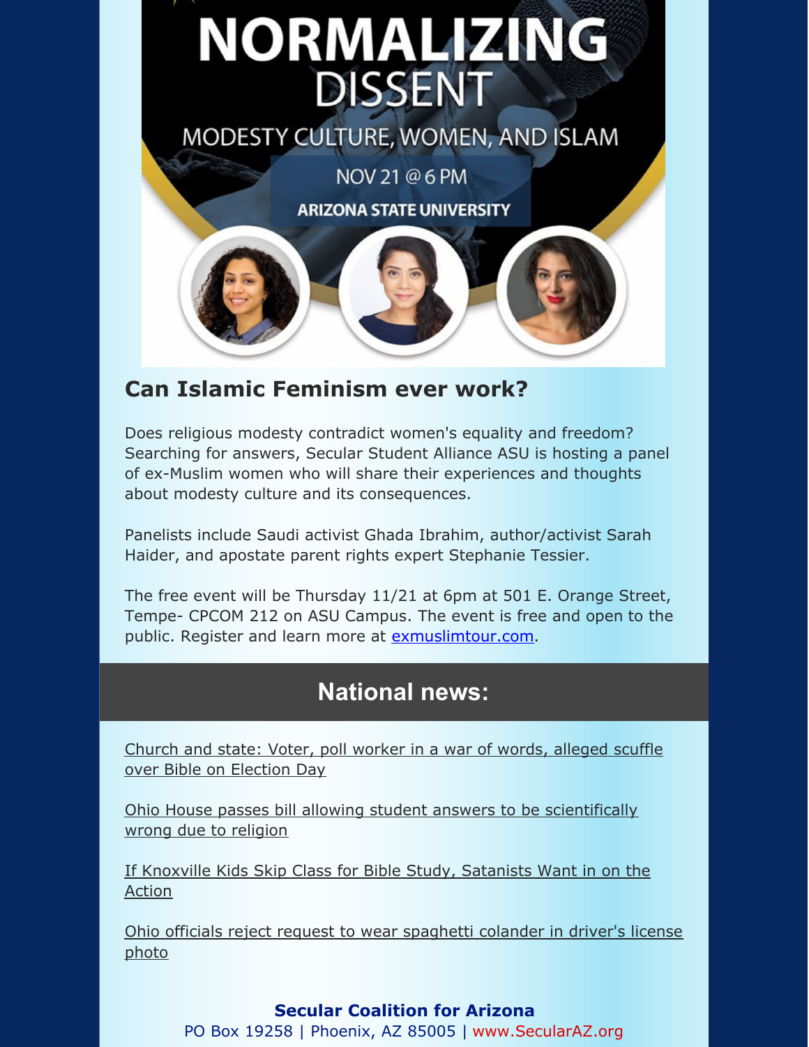# NORMALIZING DISSENT

MODESTY CULTURE, WOMEN, AND ISLAM

NOV 21 @ 6 PM

ARIZONA STATE UNIVERSITY

## Can Islamic Feminism ever work?

Does religious modesty contradict women's equality and freedom? Searching for answers, Secular Student Alliance ASU is hosting a panel of ex-Muslim women who will share their experiences and thoughts about modesty culture and its consequences.

Panelists include Saudi activist Ghada Ibrahim, author/activist Sarah Haider, and apostate parent rights expert Stephanie Tessier.

The free event will be Thursday 11/21 at 6pm at 501 E. Orange Street, Tempe- CPCOM 212 on ASU Campus. The event is free and open to the public. Register and learn more at exmuslimtour.com.

## National news:

Church and state: Voter, poll worker in a war of words, alleged scuffle over Bible on Election Day

Ohio House passes bill allowing student answers to be scientifically wrong due to religion

If Knoxville Kids Skip Class for Bible Study, Satanists Want in on the Action

Ohio officials reject request to wear spaghetti colander in driver's license photo

**Secular Coalition for Arizona**
PO Box 19258 | Phoenix, AZ 85005 | www.SecularAZ.org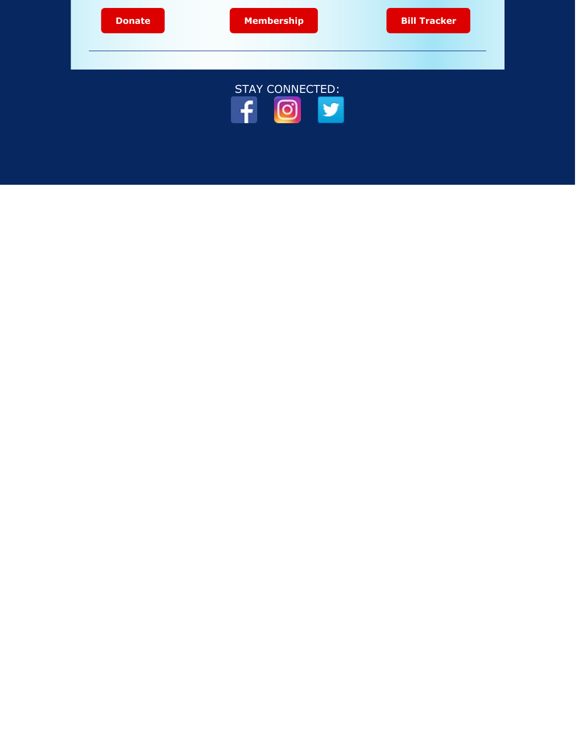Donate Membership Bill Tracker

STAY CONNECTED: